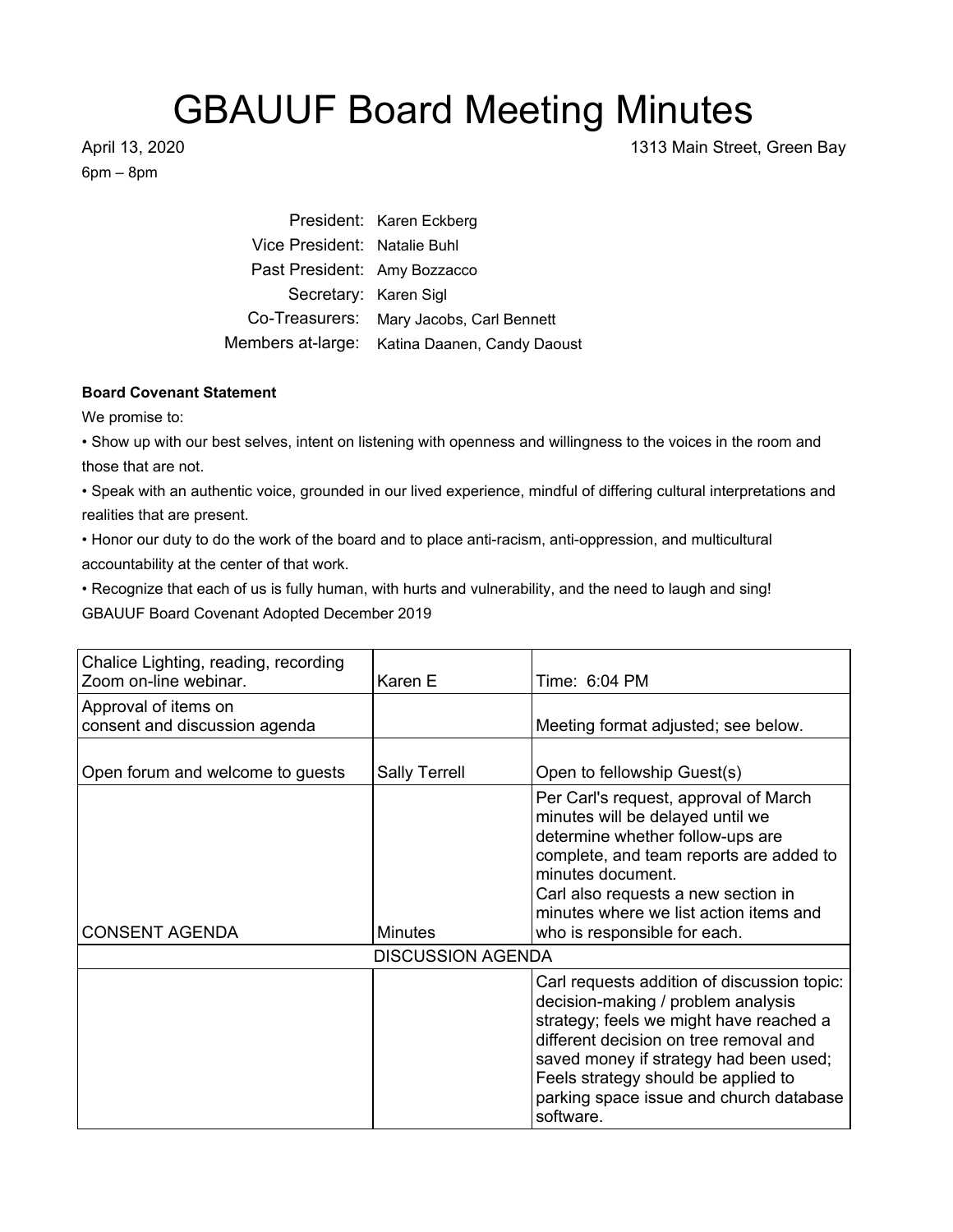# GBAUUF Board Meeting Minutes

April 13, 2020
6pm – 8pm

1313 Main Street, Green Bay

| | |
|---|---|
| President: | Karen Eckberg |
| Vice President: | Natalie Buhl |
| Past President: | Amy Bozzacco |
| Secretary: | Karen Sigl |
| Co-Treasurers: | Mary Jacobs, Carl Bennett |
| Members at-large: | Katina Daanen, Candy Daoust |

**Board Covenant Statement**

We promise to:

• Show up with our best selves, intent on listening with openness and willingness to the voices in the room and those that are not.

• Speak with an authentic voice, grounded in our lived experience, mindful of differing cultural interpretations and realities that are present.

• Honor our duty to do the work of the board and to place anti-racism, anti-oppression, and multicultural accountability at the center of that work.

• Recognize that each of us is fully human, with hurts and vulnerability, and the need to laugh and sing!

GBAUUF Board Covenant Adopted December 2019

| | | |
|---|---|---|
| Chalice Lighting, reading, recording Zoom on-line webinar. | Karen E | Time: 6:04 PM |
| Approval of items on consent and discussion agenda | | Meeting format adjusted; see below. |
| Open forum and welcome to guests | Sally Terrell | Open to fellowship Guest(s) |
| CONSENT AGENDA | Minutes | Per Carl's request, approval of March minutes will be delayed until we determine whether follow-ups are complete, and team reports are added to minutes document. Carl also requests a new section in minutes where we list action items and who is responsible for each. |
| DISCUSSION AGENDA | | |
| | | Carl requests addition of discussion topic: decision-making / problem analysis strategy; feels we might have reached a different decision on tree removal and saved money if strategy had been used; Feels strategy should be applied to parking space issue and church database software. |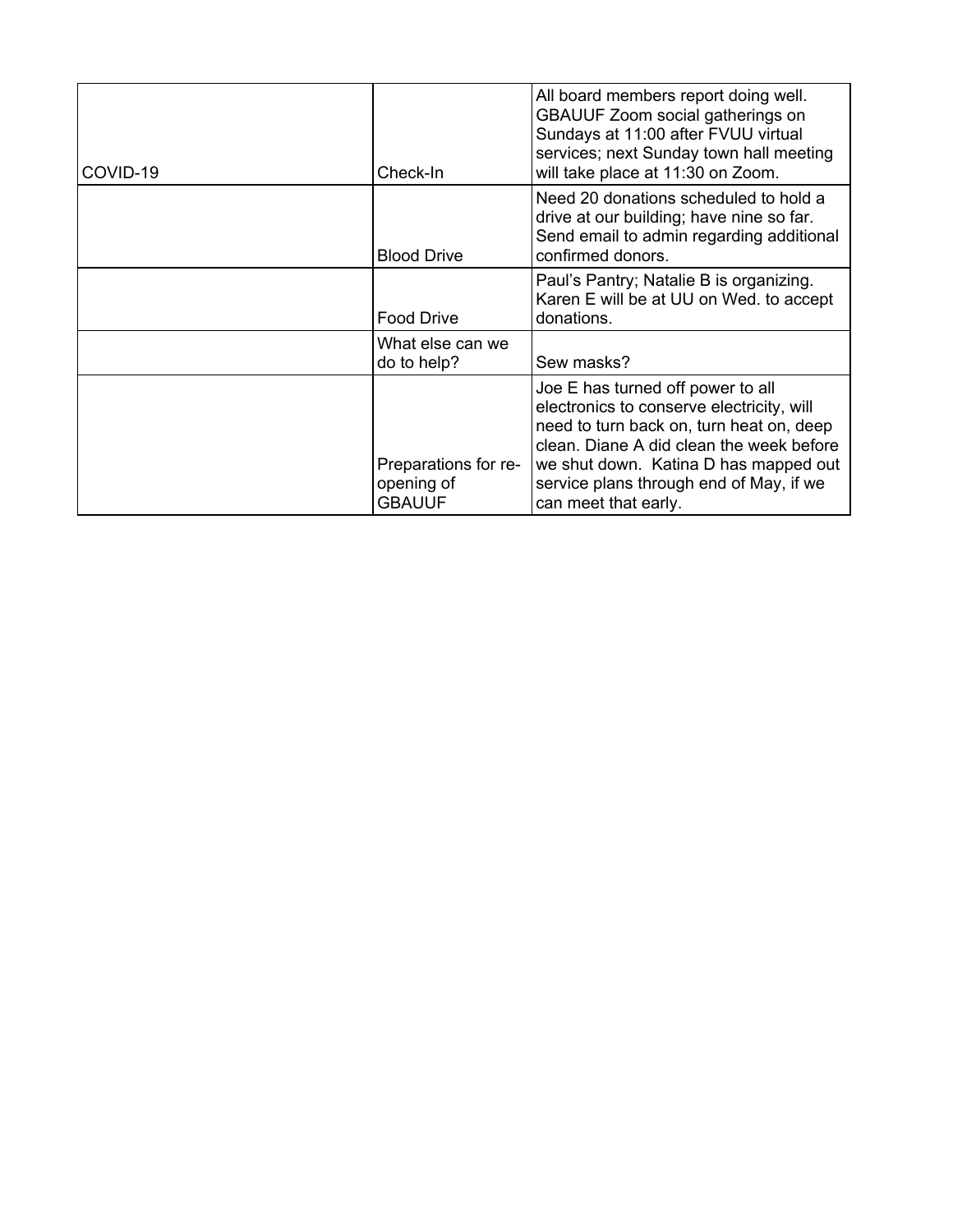| | | |
|---|---|---|
| COVID-19 | Check-In | All board members report doing well. GBAUUF Zoom social gatherings on Sundays at 11:00 after FVUU virtual services; next Sunday town hall meeting will take place at 11:30 on Zoom. |
| | Blood Drive | Need 20 donations scheduled to hold a drive at our building; have nine so far. Send email to admin regarding additional confirmed donors. |
| | Food Drive | Paul's Pantry; Natalie B is organizing. Karen E will be at UU on Wed. to accept donations. |
| | What else can we do to help? | Sew masks? |
| | Preparations for re-opening of GBAUUF | Joe E has turned off power to all electronics to conserve electricity, will need to turn back on, turn heat on, deep clean. Diane A did clean the week before we shut down. Katina D has mapped out service plans through end of May, if we can meet that early. |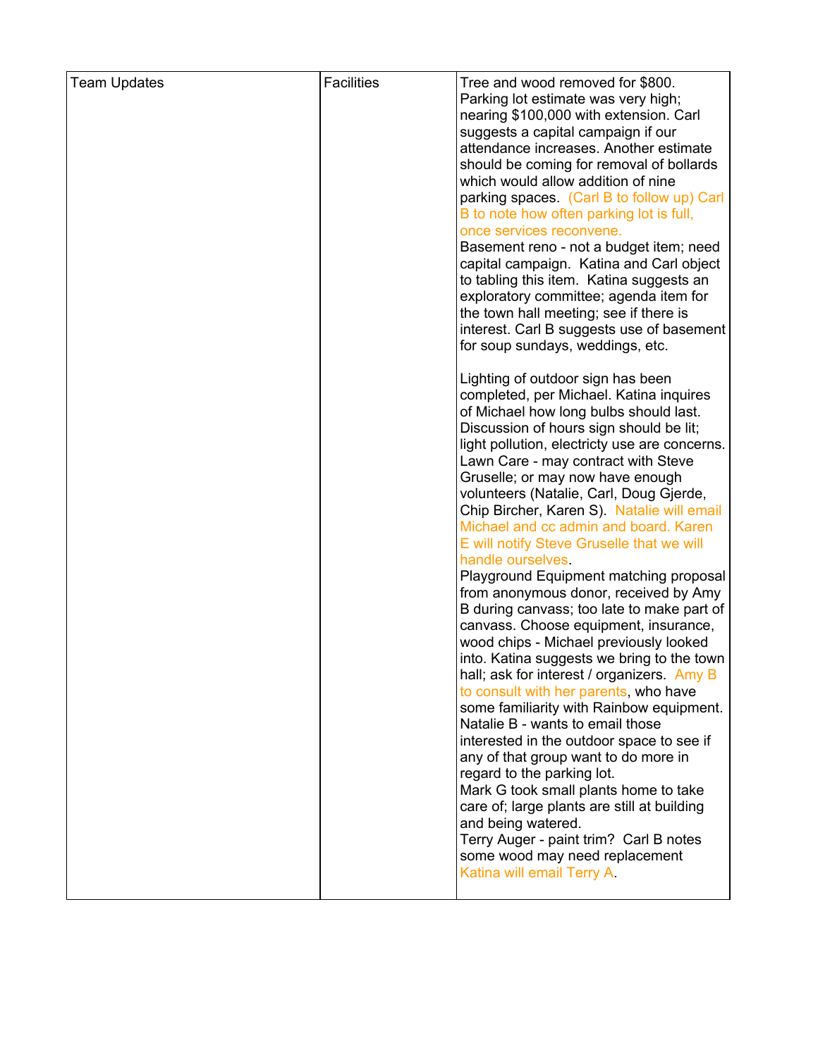| Team Updates | Facilities | Tree and wood removed for $800. Parking lot estimate was very high; nearing $100,000 with extension. Carl suggests a capital campaign if our attendance increases. Another estimate should be coming for removal of bollards which would allow addition of nine parking spaces. (Carl B to follow up) Carl B to note how often parking lot is full, once services reconvene.<br>Basement reno - not a budget item; need capital campaign. Katina and Carl object to tabling this item. Katina suggests an exploratory committee; agenda item for the town hall meeting; see if there is interest. Carl B suggests use of basement for soup sundays, weddings, etc.<br><br>Lighting of outdoor sign has been completed, per Michael. Katina inquires of Michael how long bulbs should last. Discussion of hours sign should be lit; light pollution, electricty use are concerns.<br>Lawn Care - may contract with Steve Gruselle; or may now have enough volunteers (Natalie, Carl, Doug Gjerde, Chip Bircher, Karen S). Natalie will email Michael and cc admin and board. Karen E will notify Steve Gruselle that we will handle ourselves.<br>Playground Equipment matching proposal from anonymous donor, received by Amy B during canvass; too late to make part of canvass. Choose equipment, insurance, wood chips - Michael previously looked into. Katina suggests we bring to the town hall; ask for interest / organizers. Amy B to consult with her parents, who have some familiarity with Rainbow equipment.<br>Natalie B - wants to email those interested in the outdoor space to see if any of that group want to do more in regard to the parking lot.<br>Mark G took small plants home to take care of; large plants are still at building and being watered.<br>Terry Auger - paint trim? Carl B notes some wood may need replacement Katina will email Terry A. |
|---|---|---|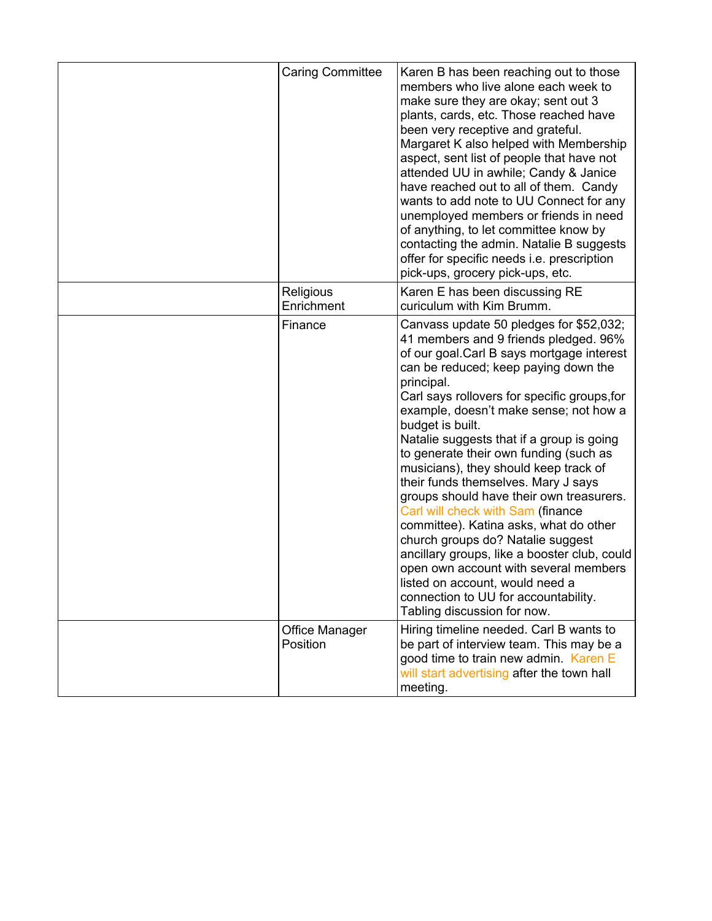|  |  |  |
|---|---|---|
|  | Caring Committee | Karen B has been reaching out to those members who live alone each week to make sure they are okay; sent out 3 plants, cards, etc. Those reached have been very receptive and grateful. Margaret K also helped with Membership aspect, sent list of people that have not attended UU in awhile; Candy & Janice have reached out to all of them. Candy wants to add note to UU Connect for any unemployed members or friends in need of anything, to let committee know by contacting the admin. Natalie B suggests offer for specific needs i.e. prescription pick-ups, grocery pick-ups, etc. |
|  | Religious Enrichment | Karen E has been discussing RE curiculum with Kim Brumm. |
|  | Finance | Canvass update 50 pledges for $52,032; 41 members and 9 friends pledged. 96% of our goal.Carl B says mortgage interest can be reduced; keep paying down the principal.<br>Carl says rollovers for specific groups,for example, doesn't make sense; not how a budget is built.<br>Natalie suggests that if a group is going to generate their own funding (such as musicians), they should keep track of their funds themselves. Mary J says groups should have their own treasurers. Carl will check with Sam (finance committee). Katina asks, what do other church groups do? Natalie suggest ancillary groups, like a booster club, could open own account with several members listed on account, would need a connection to UU for accountability. Tabling discussion for now. |
|  | Office Manager Position | Hiring timeline needed. Carl B wants to be part of interview team. This may be a good time to train new admin. Karen E will start advertising after the town hall meeting. |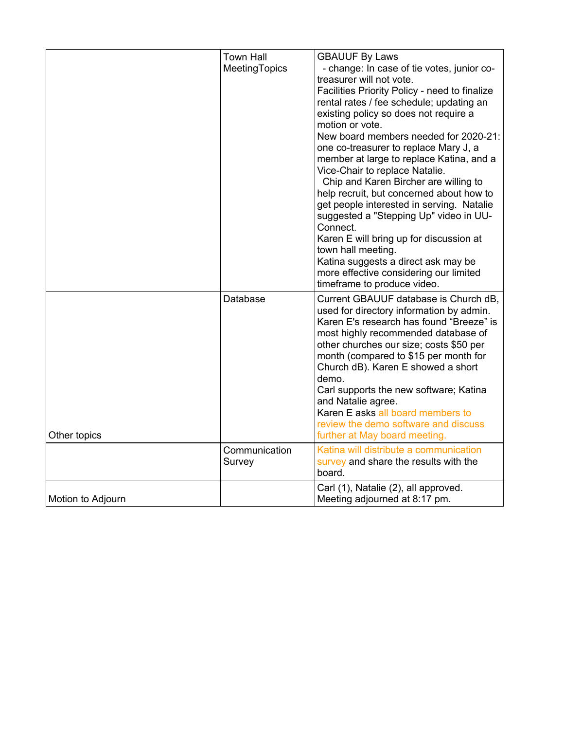| | | |
|---|---|---|
| | Town Hall MeetingTopics | GBAUUF By Laws<br>- change: In case of tie votes, junior co-treasurer will not vote.<br>Facilities Priority Policy - need to finalize rental rates / fee schedule; updating an existing policy so does not require a motion or vote.<br>New board members needed for 2020-21: one co-treasurer to replace Mary J, a member at large to replace Katina, and a Vice-Chair to replace Natalie.<br>Chip and Karen Bircher are willing to help recruit, but concerned about how to get people interested in serving. Natalie suggested a "Stepping Up" video in UU-Connect.<br>Karen E will bring up for discussion at town hall meeting.<br>Katina suggests a direct ask may be more effective considering our limited timeframe to produce video. |
| Other topics | Database | Current GBAUUF database is Church dB, used for directory information by admin. Karen E's research has found “Breeze” is most highly recommended database of other churches our size; costs $50 per month (compared to $15 per month for Church dB). Karen E showed a short demo.<br>Carl supports the new software; Katina and Natalie agree.<br>Karen E asks all board members to review the demo software and discuss further at May board meeting. |
| | Communication Survey | Katina will distribute a communication survey and share the results with the board. |
| Motion to Adjourn | | Carl (1), Natalie (2), all approved. Meeting adjourned at 8:17 pm. |